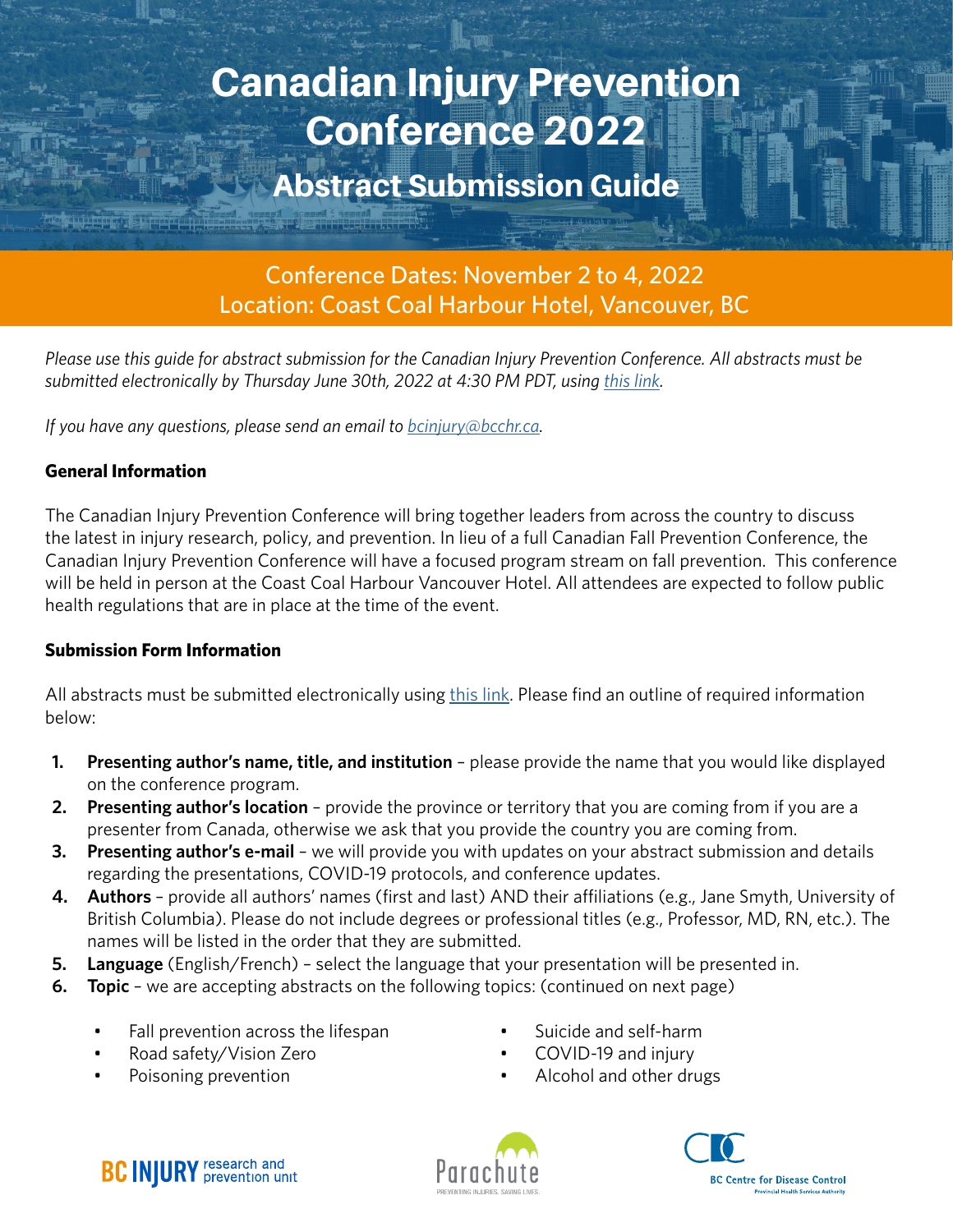# Canadian Injury Prevention Conference 2022

## Abstract Submission Guide

Conference Dates: November 2 to 4, 2022
Location: Coast Coal Harbour Hotel, Vancouver, BC

*Please use this guide for abstract submission for the Canadian Injury Prevention Conference. All abstracts must be submitted electronically by Thursday June 30th, 2022 at 4:30 PM PDT, using [this link](#).*

*If you have any questions, please send an email to [bcinjury@bcchr.ca](mailto:bcinjury@bcchr.ca).*

**General Information**

The Canadian Injury Prevention Conference will bring together leaders from across the country to discuss the latest in injury research, policy, and prevention. In lieu of a full Canadian Fall Prevention Conference, the Canadian Injury Prevention Conference will have a focused program stream on fall prevention. This conference will be held in person at the Coast Coal Harbour Vancouver Hotel. All attendees are expected to follow public health regulations that are in place at the time of the event.

**Submission Form Information**

All abstracts must be submitted electronically using [this link](#). Please find an outline of required information below:

1. **Presenting author's name, title, and institution** – please provide the name that you would like displayed on the conference program.
2. **Presenting author's location** – provide the province or territory that you are coming from if you are a presenter from Canada, otherwise we ask that you provide the country you are coming from.
3. **Presenting author's e-mail** – we will provide you with updates on your abstract submission and details regarding the presentations, COVID-19 protocols, and conference updates.
4. **Authors** – provide all authors' names (first and last) AND their affiliations (e.g., Jane Smyth, University of British Columbia). Please do not include degrees or professional titles (e.g., Professor, MD, RN, etc.). The names will be listed in the order that they are submitted.
5. **Language** (English/French) – select the language that your presentation will be presented in.
6. **Topic** – we are accepting abstracts on the following topics: (continued on next page)
   - Fall prevention across the lifespan
   - Road safety/Vision Zero
   - Poisoning prevention
   - Suicide and self-harm
   - COVID-19 and injury
   - Alcohol and other drugs

BC INJURY research and prevention unit

Parachute – PREVENTING INJURIES. SAVING LIVES.

BC Centre for Disease Control – Provincial Health Services Authority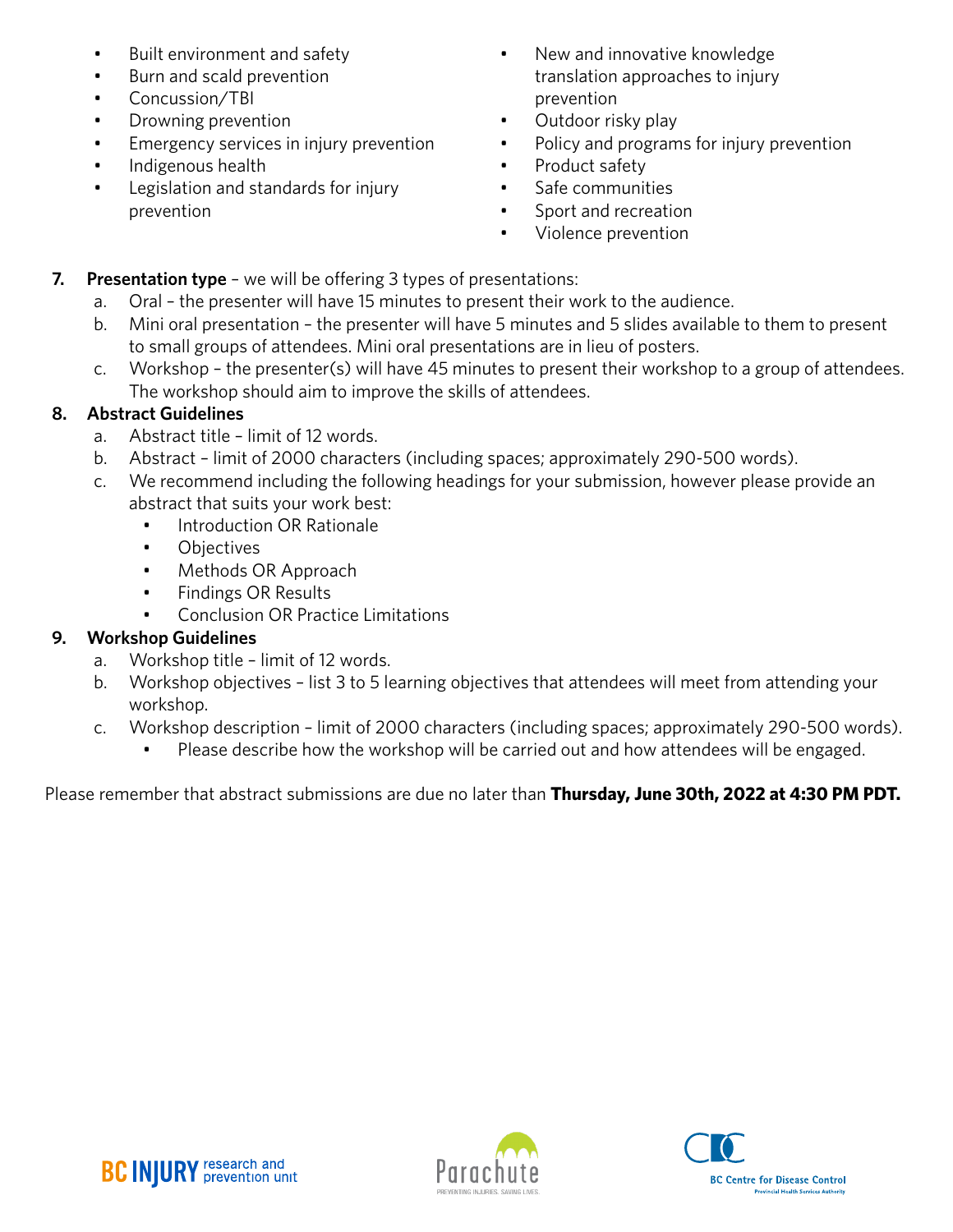- Built environment and safety
- Burn and scald prevention
- Concussion/TBI
- Drowning prevention
- Emergency services in injury prevention
- Indigenous health
- Legislation and standards for injury prevention
- New and innovative knowledge translation approaches to injury prevention
- Outdoor risky play
- Policy and programs for injury prevention
- Product safety
- Safe communities
- Sport and recreation
- Violence prevention

7. **Presentation type** – we will be offering 3 types of presentations:
   a. Oral – the presenter will have 15 minutes to present their work to the audience.
   b. Mini oral presentation – the presenter will have 5 minutes and 5 slides available to them to present to small groups of attendees. Mini oral presentations are in lieu of posters.
   c. Workshop – the presenter(s) will have 45 minutes to present their workshop to a group of attendees. The workshop should aim to improve the skills of attendees.
8. **Abstract Guidelines**
   a. Abstract title – limit of 12 words.
   b. Abstract – limit of 2000 characters (including spaces; approximately 290-500 words).
   c. We recommend including the following headings for your submission, however please provide an abstract that suits your work best:
      - Introduction OR Rationale
      - Objectives
      - Methods OR Approach
      - Findings OR Results
      - Conclusion OR Practice Limitations
9. **Workshop Guidelines**
   a. Workshop title – limit of 12 words.
   b. Workshop objectives – list 3 to 5 learning objectives that attendees will meet from attending your workshop.
   c. Workshop description – limit of 2000 characters (including spaces; approximately 290-500 words).
      - Please describe how the workshop will be carried out and how attendees will be engaged.

Please remember that abstract submissions are due no later than **Thursday, June 30th, 2022 at 4:30 PM PDT.**

BC INJURY research and prevention unit

Parachute
PREVENTING INJURIES. SAVING LIVES.

BC Centre for Disease Control
Provincial Health Services Authority